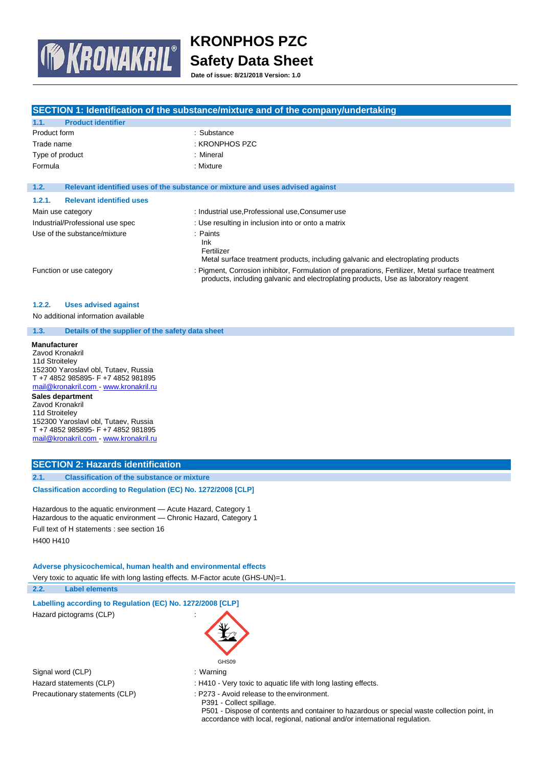# KRONPHOS PZC
# Safety Data Sheet

**Date of issue: 8/21/2018 Version: 1.0**

## SECTION 1: Identification of the substance/mixture and of the company/undertaking

### 1.1. Product identifier

| | |
|---|---|
| Product form | : Substance |
| Trade name | : KRONPHOS PZC |
| Type of product | : Mineral |
| Formula | : Mixture |

### 1.2. Relevant identified uses of the substance or mixture and uses advised against

#### 1.2.1. Relevant identified uses

| | |
|---|---|
| Main use category | : Industrial use, Professional use, Consumer use |
| Industrial/Professional use spec | : Use resulting in inclusion into or onto a matrix |
| Use of the substance/mixture | : Paints<br>Ink<br>Fertilizer<br>Metal surface treatment products, including galvanic and electroplating products |
| Function or use category | : Pigment, Corrosion inhibitor, Formulation of preparations, Fertilizer, Metal surface treatment products, including galvanic and electroplating products, Use as laboratory reagent |

#### 1.2.2. Uses advised against

No additional information available

### 1.3. Details of the supplier of the safety data sheet

**Manufacturer**
Zavod Kronakril
11d Stroiteley
152300 Yaroslavl obl, Tutaev, Russia
T +7 4852 985895- F +7 4852 981895
mail@kronakril.com - www.kronakril.ru

**Sales department**
Zavod Kronakril
11d Stroiteley
152300 Yaroslavl obl, Tutaev, Russia
T +7 4852 985895- F +7 4852 981895
mail@kronakril.com - www.kronakril.ru

## SECTION 2: Hazards identification

### 2.1. Classification of the substance or mixture

**Classification according to Regulation (EC) No. 1272/2008 [CLP]**

Hazardous to the aquatic environment — Acute Hazard, Category 1
Hazardous to the aquatic environment — Chronic Hazard, Category 1

Full text of H statements : see section 16

H400 H410

**Adverse physicochemical, human health and environmental effects**

Very toxic to aquatic life with long lasting effects. M-Factor acute (GHS-UN)=1.

### 2.2. Label elements

**Labelling according to Regulation (EC) No. 1272/2008 [CLP]**

Hazard pictograms (CLP) :

GHS09

| | |
|---|---|
| Signal word (CLP) | : Warning |
| Hazard statements (CLP) | : H410 - Very toxic to aquatic life with long lasting effects. |
| Precautionary statements (CLP) | : P273 - Avoid release to the environment.<br>P391 - Collect spillage.<br>P501 - Dispose of contents and container to hazardous or special waste collection point, in accordance with local, regional, national and/or international regulation. |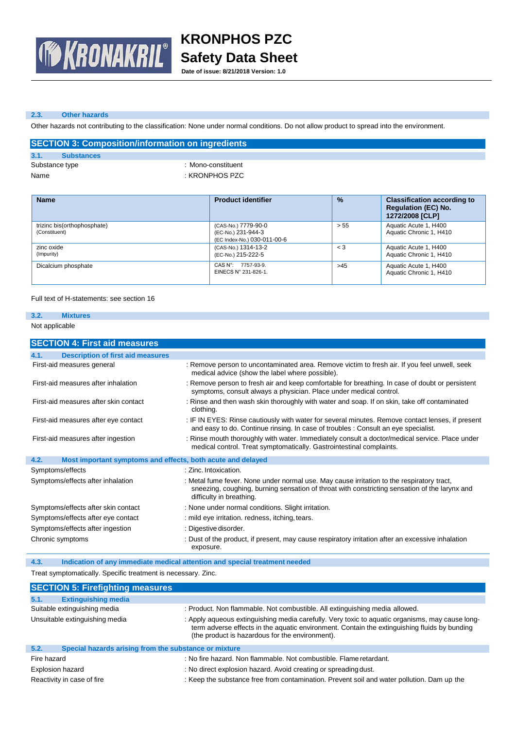### 2.3. Other hazards

Other hazards not contributing to the classification: None under normal conditions. Do not allow product to spread into the environment.

## SECTION 3: Composition/information on ingredients

### 3.1. Substances

Substance type : Mono-constituent

Name : KRONPHOS PZC

| Name | Product identifier | % | Classification according to Regulation (EC) No. 1272/2008 [CLP] |
|---|---|---|---|
| trizinc bis(orthophosphate) (Constituent) | (CAS-No.) 7779-90-0<br>(EC-No.) 231-944-3<br>(EC Index-No.) 030-011-00-6 | > 55 | Aquatic Acute 1, H400<br>Aquatic Chronic 1, H410 |
| zinc oxide (Impurity) | (CAS-No.) 1314-13-2<br>(EC-No.) 215-222-5 | < 3 | Aquatic Acute 1, H400<br>Aquatic Chronic 1, H410 |
| Dicalcium phosphate | CAS N°: 7757-93-9.<br>EINECS N° 231-826-1. | >45 | Aquatic Acute 1, H400<br>Aquatic Chronic 1, H410 |

Full text of H-statements: see section 16

### 3.2. Mixtures

Not applicable

## SECTION 4: First aid measures

### 4.1. Description of first aid measures

First-aid measures general : Remove person to uncontaminated area. Remove victim to fresh air. If you feel unwell, seek medical advice (show the label where possible).

First-aid measures after inhalation : Remove person to fresh air and keep comfortable for breathing. In case of doubt or persistent symptoms, consult always a physician. Place under medical control.

First-aid measures after skin contact : Rinse and then wash skin thoroughly with water and soap. If on skin, take off contaminated clothing.

First-aid measures after eye contact : IF IN EYES: Rinse cautiously with water for several minutes. Remove contact lenses, if present and easy to do. Continue rinsing. In case of troubles : Consult an eye specialist.

First-aid measures after ingestion : Rinse mouth thoroughly with water. Immediately consult a doctor/medical service. Place under medical control. Treat symptomatically. Gastrointestinal complaints.

### 4.2. Most important symptoms and effects, both acute and delayed

Symptoms/effects : Zinc. Intoxication.

Symptoms/effects after inhalation : Metal fume fever. None under normal use. May cause irritation to the respiratory tract, sneezing, coughing, burning sensation of throat with constricting sensation of the larynx and difficulty in breathing.

Symptoms/effects after skin contact : None under normal conditions. Slight irritation.

Symptoms/effects after eye contact : mild eye irritation. redness, itching, tears.

Symptoms/effects after ingestion : Digestive disorder.

Chronic symptoms : Dust of the product, if present, may cause respiratory irritation after an excessive inhalation exposure.

### 4.3. Indication of any immediate medical attention and special treatment needed

Treat symptomatically. Specific treatment is necessary. Zinc.

## SECTION 5: Firefighting measures

### 5.1. Extinguishing media

Suitable extinguishing media : Product. Non flammable. Not combustible. All extinguishing media allowed.

Unsuitable extinguishing media : Apply aqueous extinguishing media carefully. Very toxic to aquatic organisms, may cause long-term adverse effects in the aquatic environment. Contain the extinguishing fluids by bunding (the product is hazardous for the environment).

### 5.2. Special hazards arising from the substance or mixture

Fire hazard : No fire hazard. Non flammable. Not combustible. Flame retardant.

Explosion hazard : No direct explosion hazard. Avoid creating or spreading dust.

Reactivity in case of fire : Keep the substance free from contamination. Prevent soil and water pollution. Dam up the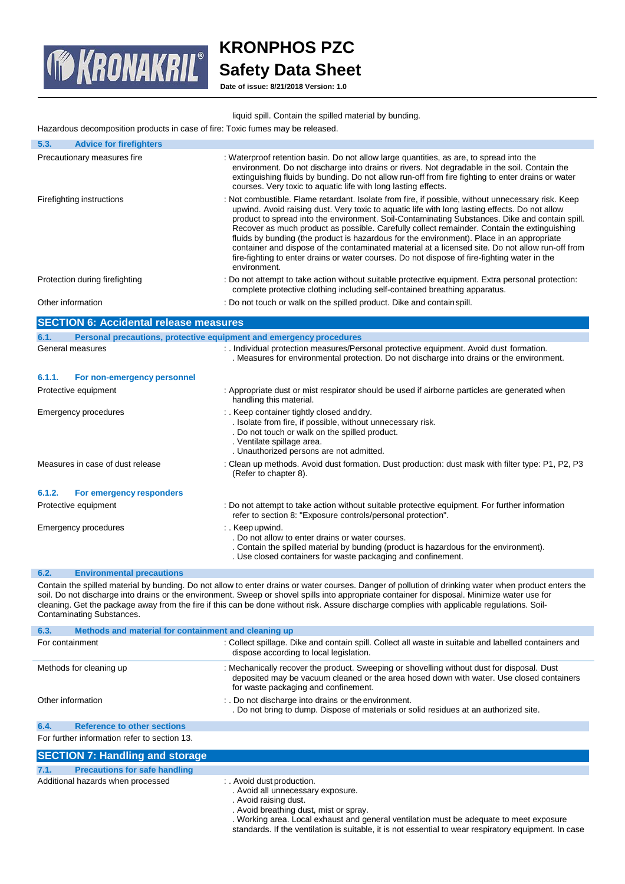liquid spill. Contain the spilled material by bunding.

Hazardous decomposition products in case of fire: Toxic fumes may be released.

### 5.3. Advice for firefighters

| | |
|---|---|
| Precautionary measures fire | : Waterproof retention basin. Do not allow large quantities, as are, to spread into the environment. Do not discharge into drains or rivers. Not degradable in the soil. Contain the extinguishing fluids by bunding. Do not allow run-off from fire fighting to enter drains or water courses. Very toxic to aquatic life with long lasting effects. |
| Firefighting instructions | : Not combustible. Flame retardant. Isolate from fire, if possible, without unnecessary risk. Keep upwind. Avoid raising dust. Very toxic to aquatic life with long lasting effects. Do not allow product to spread into the environment. Soil-Contaminating Substances. Dike and contain spill. Recover as much product as possible. Carefully collect remainder. Contain the extinguishing fluids by bunding (the product is hazardous for the environment). Place in an appropriate container and dispose of the contaminated material at a licensed site. Do not allow run-off from fire-fighting to enter drains or water courses. Do not dispose of fire-fighting water in the environment. |
| Protection during firefighting | : Do not attempt to take action without suitable protective equipment. Extra personal protection: complete protective clothing including self-contained breathing apparatus. |
| Other information | : Do not touch or walk on the spilled product. Dike and contain spill. |

## SECTION 6: Accidental release measures

### 6.1. Personal precautions, protective equipment and emergency procedures

| | |
|---|---|
| General measures | : . Individual protection measures/Personal protective equipment. Avoid dust formation. . Measures for environmental protection. Do not discharge into drains or the environment. |

#### 6.1.1. For non-emergency personnel

| | |
|---|---|
| Protective equipment | : Appropriate dust or mist respirator should be used if airborne particles are generated when handling this material. |
| Emergency procedures | : . Keep container tightly closed and dry. . Isolate from fire, if possible, without unnecessary risk. . Do not touch or walk on the spilled product. . Ventilate spillage area. . Unauthorized persons are not admitted. |
| Measures in case of dust release | : Clean up methods. Avoid dust formation. Dust production: dust mask with filter type: P1, P2, P3 (Refer to chapter 8). |

#### 6.1.2. For emergency responders

| | |
|---|---|
| Protective equipment | : Do not attempt to take action without suitable protective equipment. For further information refer to section 8: "Exposure controls/personal protection". |
| Emergency procedures | : . Keep upwind. . Do not allow to enter drains or water courses. . Contain the spilled material by bunding (product is hazardous for the environment). . Use closed containers for waste packaging and confinement. |

### 6.2. Environmental precautions

Contain the spilled material by bunding. Do not allow to enter drains or water courses. Danger of pollution of drinking water when product enters the soil. Do not discharge into drains or the environment. Sweep or shovel spills into appropriate container for disposal. Minimize water use for cleaning. Get the package away from the fire if this can be done without risk. Assure discharge complies with applicable regulations. Soil-Contaminating Substances.

### 6.3. Methods and material for containment and cleaning up

| | |
|---|---|
| For containment | : Collect spillage. Dike and contain spill. Collect all waste in suitable and labelled containers and dispose according to local legislation. |
| Methods for cleaning up | : Mechanically recover the product. Sweeping or shovelling without dust for disposal. Dust deposited may be vacuum cleaned or the area hosed down with water. Use closed containers for waste packaging and confinement. |
| Other information | : . Do not discharge into drains or the environment. . Do not bring to dump. Dispose of materials or solid residues at an authorized site. |

### 6.4. Reference to other sections

For further information refer to section 13.

## SECTION 7: Handling and storage

### 7.1. Precautions for safe handling

| | |
|---|---|
| Additional hazards when processed | : . Avoid dust production. . Avoid all unnecessary exposure. . Avoid raising dust. . Avoid breathing dust, mist or spray. . Working area. Local exhaust and general ventilation must be adequate to meet exposure standards. If the ventilation is suitable, it is not essential to wear respiratory equipment. In case |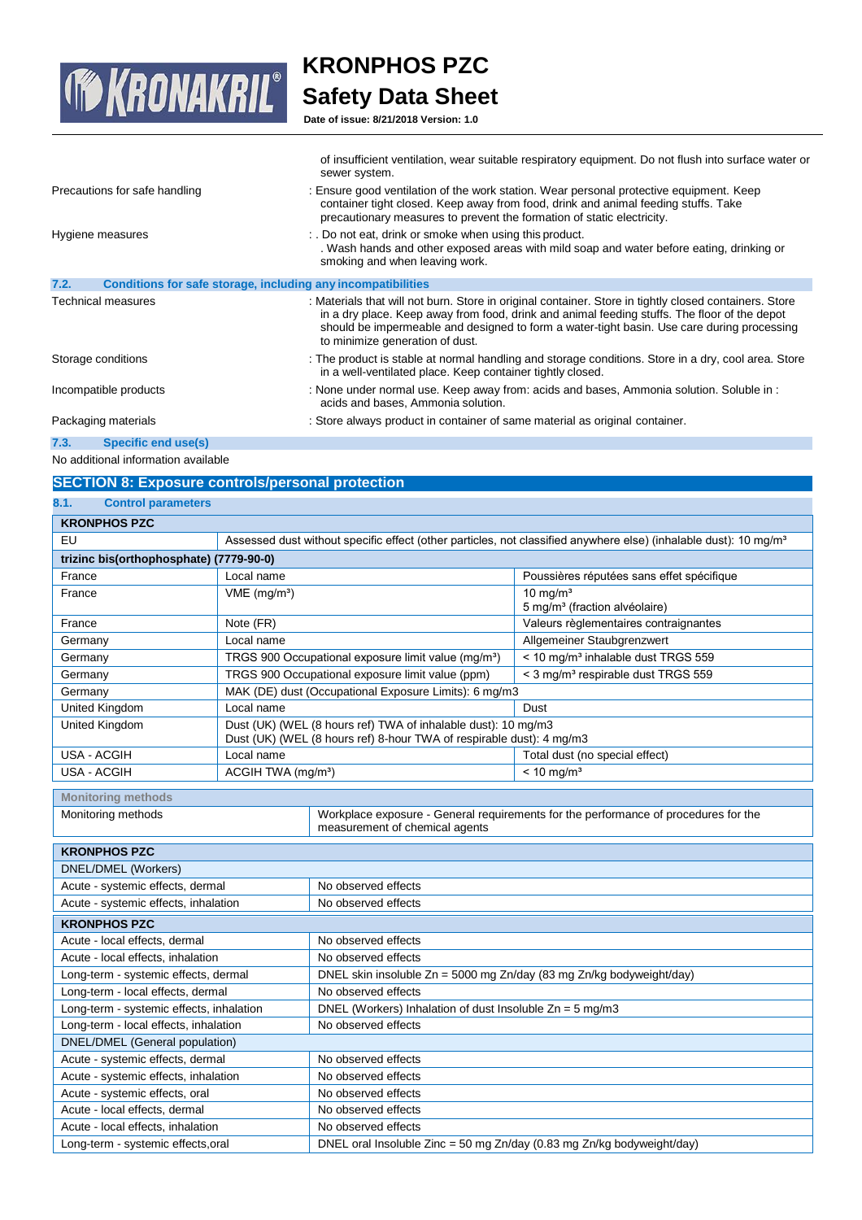| | |
|---|---|
| | of insufficient ventilation, wear suitable respiratory equipment. Do not flush into surface water or sewer system. |
| Precautions for safe handling | : Ensure good ventilation of the work station. Wear personal protective equipment. Keep container tight closed. Keep away from food, drink and animal feeding stuffs. Take precautionary measures to prevent the formation of static electricity. |
| Hygiene measures | : . Do not eat, drink or smoke when using this product. . Wash hands and other exposed areas with mild soap and water before eating, drinking or smoking and when leaving work. |

### 7.2. Conditions for safe storage, including any incompatibilities

| | |
|---|---|
| Technical measures | : Materials that will not burn. Store in original container. Store in tightly closed containers. Store in a dry place. Keep away from food, drink and animal feeding stuffs. The floor of the depot should be impermeable and designed to form a water-tight basin. Use care during processing to minimize generation of dust. |
| Storage conditions | : The product is stable at normal handling and storage conditions. Store in a dry, cool area. Store in a well-ventilated place. Keep container tightly closed. |
| Incompatible products | : None under normal use. Keep away from: acids and bases, Ammonia solution. Soluble in : acids and bases, Ammonia solution. |
| Packaging materials | : Store always product in container of same material as original container. |

### 7.3. Specific end use(s)

No additional information available

## SECTION 8: Exposure controls/personal protection

### 8.1. Control parameters

| **KRONPHOS PZC** | | |
|---|---|---|
| EU | Assessed dust without specific effect (other particles, not classified anywhere else) (inhalable dust): 10 mg/m³ | |
| **trizinc bis(orthophosphate) (7779-90-0)** | | |
| France | Local name | Poussières réputées sans effet spécifique |
| France | VME (mg/m³) | 10 mg/m³<br>5 mg/m³ (fraction alvéolaire) |
| France | Note (FR) | Valeurs règlementaires contraignantes |
| Germany | Local name | Allgemeiner Staubgrenzwert |
| Germany | TRGS 900 Occupational exposure limit value (mg/m³) | < 10 mg/m³ inhalable dust TRGS 559 |
| Germany | TRGS 900 Occupational exposure limit value (ppm) | < 3 mg/m³ respirable dust TRGS 559 |
| Germany | MAK (DE) dust (Occupational Exposure Limits): 6 mg/m3 | |
| United Kingdom | Local name | Dust |
| United Kingdom | Dust (UK) (WEL (8 hours ref) TWA of inhalable dust): 10 mg/m3<br>Dust (UK) (WEL (8 hours ref) 8-hour TWA of respirable dust): 4 mg/m3 | |
| USA - ACGIH | Local name | Total dust (no special effect) |
| USA - ACGIH | ACGIH TWA (mg/m³) | < 10 mg/m³ |

| Monitoring methods | |
|---|---|
| Monitoring methods | Workplace exposure - General requirements for the performance of procedures for the measurement of chemical agents |

| **KRONPHOS PZC** | |
|---|---|
| DNEL/DMEL (Workers) | |
| Acute - systemic effects, dermal | No observed effects |
| Acute - systemic effects, inhalation | No observed effects |
| **KRONPHOS PZC** | |
| Acute - local effects, dermal | No observed effects |
| Acute - local effects, inhalation | No observed effects |
| Long-term - systemic effects, dermal | DNEL skin insoluble Zn = 5000 mg Zn/day (83 mg Zn/kg bodyweight/day) |
| Long-term - local effects, dermal | No observed effects |
| Long-term - systemic effects, inhalation | DNEL (Workers) Inhalation of dust Insoluble Zn = 5 mg/m3 |
| Long-term - local effects, inhalation | No observed effects |
| DNEL/DMEL (General population) | |
| Acute - systemic effects, dermal | No observed effects |
| Acute - systemic effects, inhalation | No observed effects |
| Acute - systemic effects, oral | No observed effects |
| Acute - local effects, dermal | No observed effects |
| Acute - local effects, inhalation | No observed effects |
| Long-term - systemic effects,oral | DNEL oral Insoluble Zinc = 50 mg Zn/day (0.83 mg Zn/kg bodyweight/day) |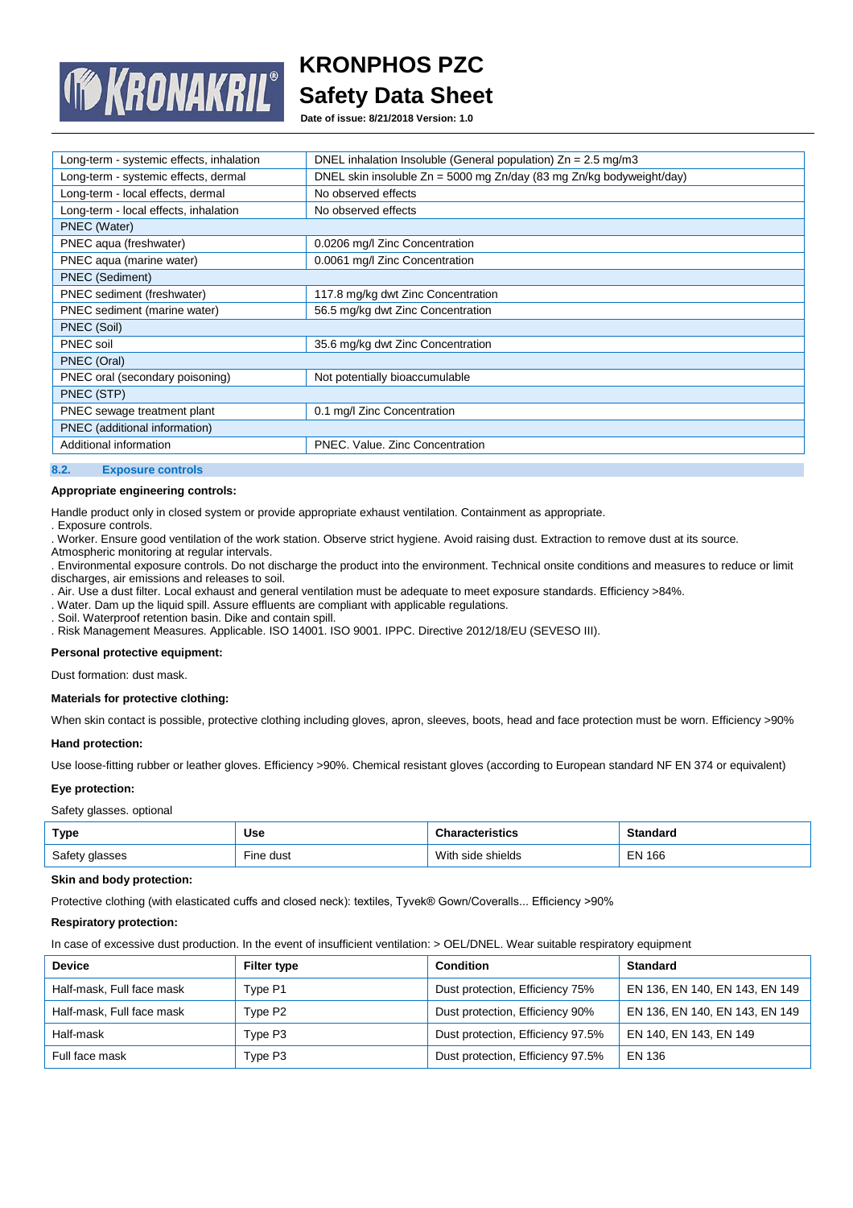| | |
|---|---|
| Long-term - systemic effects, inhalation | DNEL inhalation Insoluble (General population) Zn = 2.5 mg/m3 |
| Long-term - systemic effects, dermal | DNEL skin insoluble Zn = 5000 mg Zn/day (83 mg Zn/kg bodyweight/day) |
| Long-term - local effects, dermal | No observed effects |
| Long-term - local effects, inhalation | No observed effects |
| PNEC (Water) | |
| PNEC aqua (freshwater) | 0.0206 mg/l Zinc Concentration |
| PNEC aqua (marine water) | 0.0061 mg/l Zinc Concentration |
| PNEC (Sediment) | |
| PNEC sediment (freshwater) | 117.8 mg/kg dwt Zinc Concentration |
| PNEC sediment (marine water) | 56.5 mg/kg dwt Zinc Concentration |
| PNEC (Soil) | |
| PNEC soil | 35.6 mg/kg dwt Zinc Concentration |
| PNEC (Oral) | |
| PNEC oral (secondary poisoning) | Not potentially bioaccumulable |
| PNEC (STP) | |
| PNEC sewage treatment plant | 0.1 mg/l Zinc Concentration |
| PNEC (additional information) | |
| Additional information | PNEC. Value. Zinc Concentration |

### 8.2. Exposure controls

**Appropriate engineering controls:**

Handle product only in closed system or provide appropriate exhaust ventilation. Containment as appropriate.
. Exposure controls.
. Worker. Ensure good ventilation of the work station. Observe strict hygiene. Avoid raising dust. Extraction to remove dust at its source. Atmospheric monitoring at regular intervals.
. Environmental exposure controls. Do not discharge the product into the environment. Technical onsite conditions and measures to reduce or limit discharges, air emissions and releases to soil.
. Air. Use a dust filter. Local exhaust and general ventilation must be adequate to meet exposure standards. Efficiency >84%.
. Water. Dam up the liquid spill. Assure effluents are compliant with applicable regulations.
. Soil. Waterproof retention basin. Dike and contain spill.
. Risk Management Measures. Applicable. ISO 14001. ISO 9001. IPPC. Directive 2012/18/EU (SEVESO III).

**Personal protective equipment:**

Dust formation: dust mask.

**Materials for protective clothing:**

When skin contact is possible, protective clothing including gloves, apron, sleeves, boots, head and face protection must be worn. Efficiency >90%

**Hand protection:**

Use loose-fitting rubber or leather gloves. Efficiency >90%. Chemical resistant gloves (according to European standard NF EN 374 or equivalent)

**Eye protection:**

Safety glasses. optional

| Type | Use | Characteristics | Standard |
|---|---|---|---|
| Safety glasses | Fine dust | With side shields | EN 166 |

**Skin and body protection:**

Protective clothing (with elasticated cuffs and closed neck): textiles, Tyvek® Gown/Coveralls... Efficiency >90%

**Respiratory protection:**

In case of excessive dust production. In the event of insufficient ventilation: > OEL/DNEL. Wear suitable respiratory equipment

| Device | Filter type | Condition | Standard |
|---|---|---|---|
| Half-mask, Full face mask | Type P1 | Dust protection, Efficiency 75% | EN 136, EN 140, EN 143, EN 149 |
| Half-mask, Full face mask | Type P2 | Dust protection, Efficiency 90% | EN 136, EN 140, EN 143, EN 149 |
| Half-mask | Type P3 | Dust protection, Efficiency 97.5% | EN 140, EN 143, EN 149 |
| Full face mask | Type P3 | Dust protection, Efficiency 97.5% | EN 136 |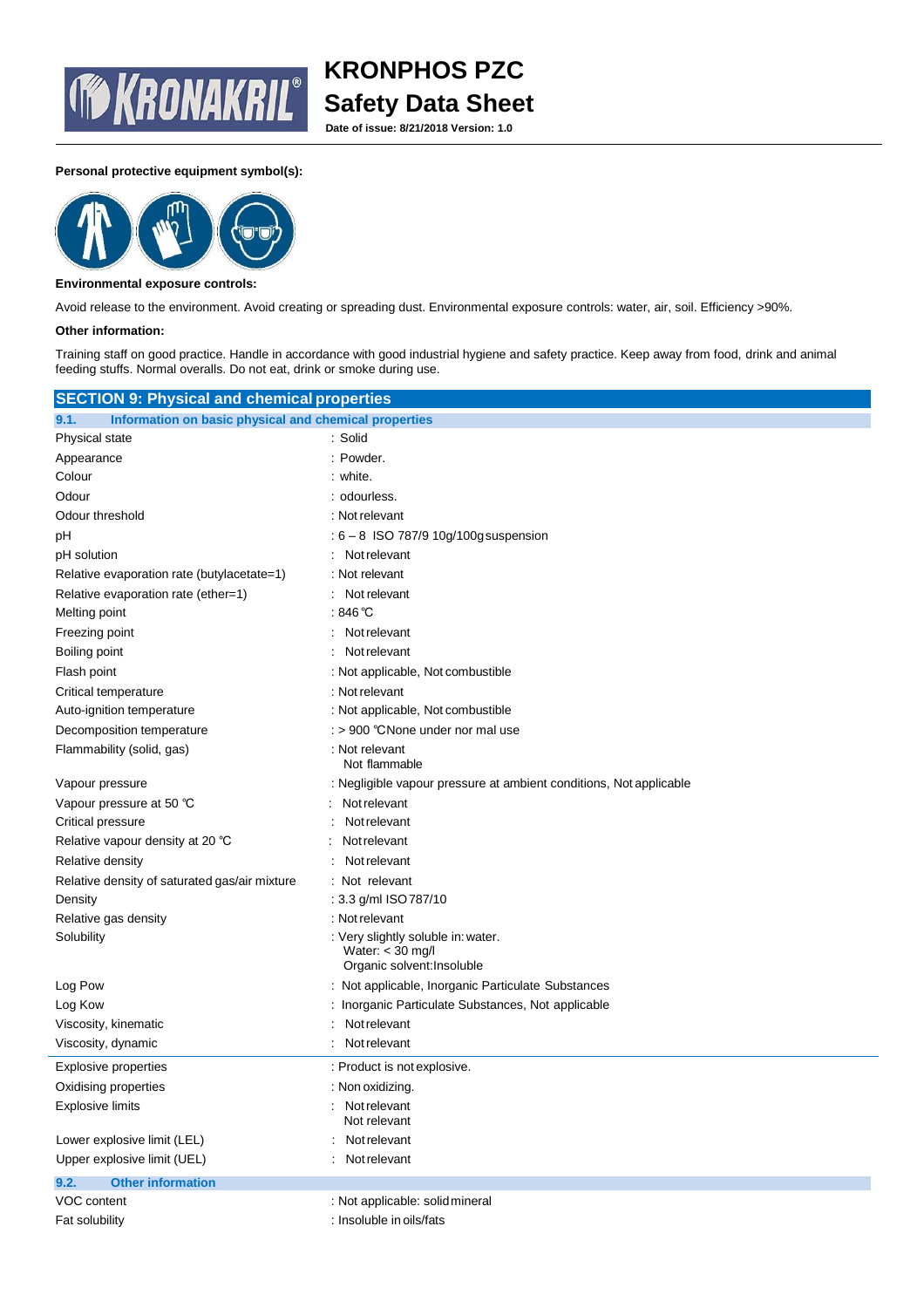**Personal protective equipment symbol(s):**

**Environmental exposure controls:**

Avoid release to the environment. Avoid creating or spreading dust. Environmental exposure controls: water, air, soil. Efficiency >90%.

**Other information:**

Training staff on good practice. Handle in accordance with good industrial hygiene and safety practice. Keep away from food, drink and animal feeding stuffs. Normal overalls. Do not eat, drink or smoke during use.

## SECTION 9: Physical and chemical properties

### 9.1. Information on basic physical and chemical properties

| Property | Value |
|---|---|
| Physical state | : Solid |
| Appearance | : Powder. |
| Colour | : white. |
| Odour | : odourless. |
| Odour threshold | : Not relevant |
| pH | : 6 – 8 ISO 787/9 10g/100g suspension |
| pH solution | : Not relevant |
| Relative evaporation rate (butylacetate=1) | : Not relevant |
| Relative evaporation rate (ether=1) | : Not relevant |
| Melting point | : 846 °C |
| Freezing point | : Not relevant |
| Boiling point | : Not relevant |
| Flash point | : Not applicable, Not combustible |
| Critical temperature | : Not relevant |
| Auto-ignition temperature | : Not applicable, Not combustible |
| Decomposition temperature | : > 900 °CNone under nor mal use |
| Flammability (solid, gas) | : Not relevant<br>Not flammable |
| Vapour pressure | : Negligible vapour pressure at ambient conditions, Not applicable |
| Vapour pressure at 50 °C | : Not relevant |
| Critical pressure | : Not relevant |
| Relative vapour density at 20 °C | : Not relevant |
| Relative density | : Not relevant |
| Relative density of saturated gas/air mixture | : Not relevant |
| Density | : 3.3 g/ml ISO 787/10 |
| Relative gas density | : Not relevant |
| Solubility | : Very slightly soluble in: water.<br>Water: < 30 mg/l<br>Organic solvent:Insoluble |
| Log Pow | : Not applicable, Inorganic Particulate Substances |
| Log Kow | : Inorganic Particulate Substances, Not applicable |
| Viscosity, kinematic | : Not relevant |
| Viscosity, dynamic | : Not relevant |
| Explosive properties | : Product is not explosive. |
| Oxidising properties | : Non oxidizing. |
| Explosive limits | : Not relevant<br>Not relevant |
| Lower explosive limit (LEL) | : Not relevant |
| Upper explosive limit (UEL) | : Not relevant |

### 9.2. Other information

| Property | Value |
|---|---|
| VOC content | : Not applicable: solid mineral |
| Fat solubility | : Insoluble in oils/fats |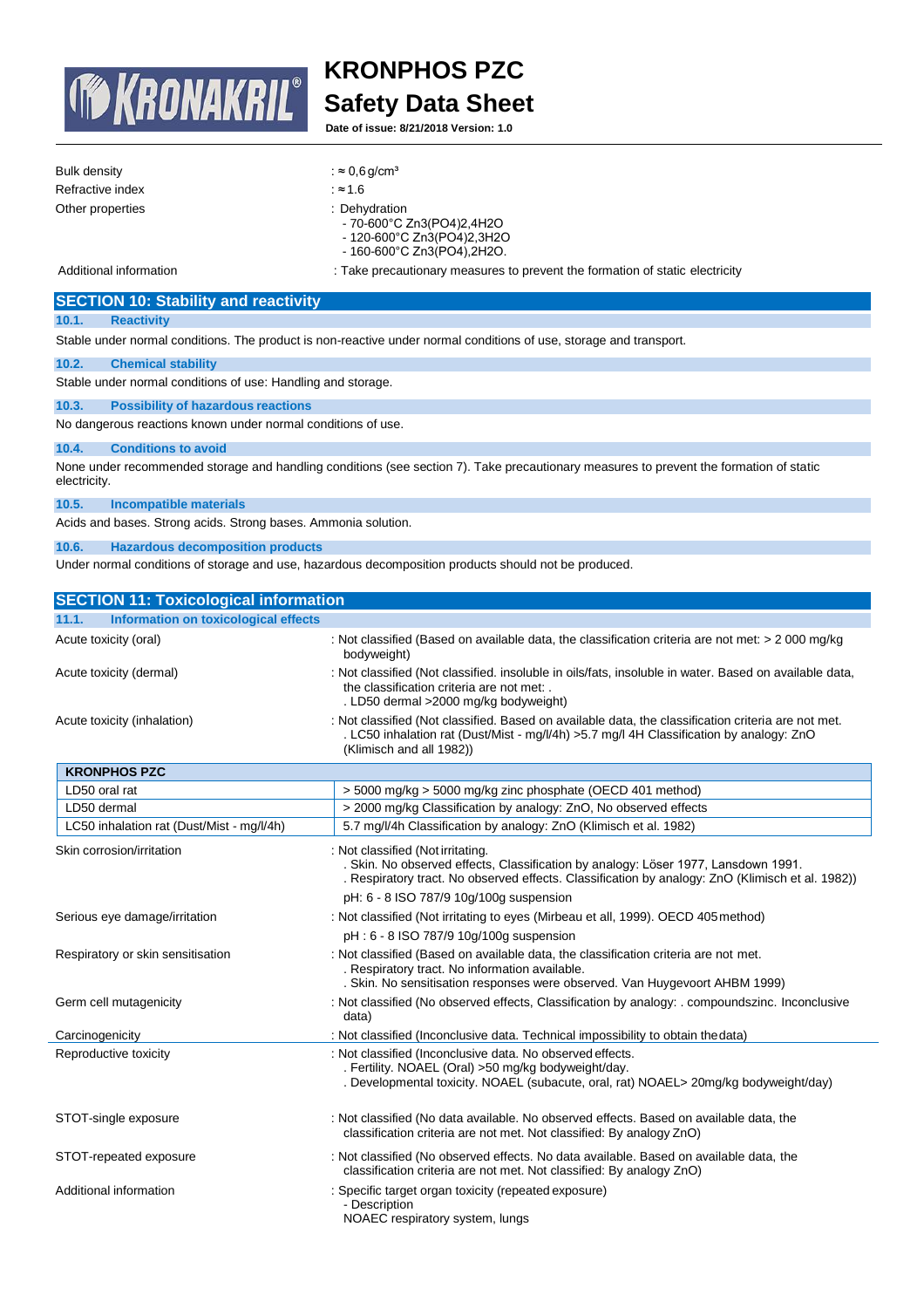| | |
|---|---|
| Bulk density | : ≈ 0,6 g/cm³ |
| Refractive index | : ≈ 1.6 |
| Other properties | : Dehydration<br>- 70-600°C $Zn_3(PO_4)_2$,4H2O<br>- 120-600°C $Zn_3(PO_4)_2$,3H2O<br>- 160-600°C $Zn_3(PO_4)$,2H2O. |
| Additional information | : Take precautionary measures to prevent the formation of static electricity |

## SECTION 10: Stability and reactivity

### 10.1. Reactivity

Stable under normal conditions. The product is non-reactive under normal conditions of use, storage and transport.

### 10.2. Chemical stability

Stable under normal conditions of use: Handling and storage.

### 10.3. Possibility of hazardous reactions

No dangerous reactions known under normal conditions of use.

### 10.4. Conditions to avoid

None under recommended storage and handling conditions (see section 7). Take precautionary measures to prevent the formation of static electricity.

### 10.5. Incompatible materials

Acids and bases. Strong acids. Strong bases. Ammonia solution.

### 10.6. Hazardous decomposition products

Under normal conditions of storage and use, hazardous decomposition products should not be produced.

## SECTION 11: Toxicological information

### 11.1. Information on toxicological effects

| | |
|---|---|
| Acute toxicity (oral) | : Not classified (Based on available data, the classification criteria are not met: > 2 000 mg/kg bodyweight) |
| Acute toxicity (dermal) | : Not classified (Not classified. insoluble in oils/fats, insoluble in water. Based on available data, the classification criteria are not met: .<br>. LD50 dermal >2000 mg/kg bodyweight) |
| Acute toxicity (inhalation) | : Not classified (Not classified. Based on available data, the classification criteria are not met.<br>. LC50 inhalation rat (Dust/Mist - mg/l/4h) >5.7 mg/l 4H Classification by analogy: ZnO (Klimisch and all 1982)) |

| KRONPHOS PZC | |
|---|---|
| LD50 oral rat | > 5000 mg/kg > 5000 mg/kg zinc phosphate (OECD 401 method) |
| LD50 dermal | > 2000 mg/kg Classification by analogy: ZnO, No observed effects |
| LC50 inhalation rat (Dust/Mist - mg/l/4h) | 5.7 mg/l/4h Classification by analogy: ZnO (Klimisch et al. 1982) |

| | |
|---|---|
| Skin corrosion/irritation | : Not classified (Not irritating.<br>. Skin. No observed effects, Classification by analogy: Löser 1977, Lansdown 1991.<br>. Respiratory tract. No observed effects. Classification by analogy: ZnO (Klimisch et al. 1982))<br>pH: 6 - 8 ISO 787/9 10g/100g suspension |
| Serious eye damage/irritation | : Not classified (Not irritating to eyes (Mirbeau et all, 1999). OECD 405 method)<br>pH : 6 - 8 ISO 787/9 10g/100g suspension |
| Respiratory or skin sensitisation | : Not classified (Based on available data, the classification criteria are not met.<br>. Respiratory tract. No information available.<br>. Skin. No sensitisation responses were observed. Van Huygevoort AHBM 1999) |
| Germ cell mutagenicity | : Not classified (No observed effects, Classification by analogy: . compoundszinc. Inconclusive data) |
| Carcinogenicity | : Not classified (Inconclusive data. Technical impossibility to obtain the data) |
| Reproductive toxicity | : Not classified (Inconclusive data. No observed effects.<br>. Fertility. NOAEL (Oral) >50 mg/kg bodyweight/day.<br>. Developmental toxicity. NOAEL (subacute, oral, rat) NOAEL> 20mg/kg bodyweight/day) |
| STOT-single exposure | : Not classified (No data available. No observed effects. Based on available data, the classification criteria are not met. Not classified: By analogy ZnO) |
| STOT-repeated exposure | : Not classified (No observed effects. No data available. Based on available data, the classification criteria are not met. Not classified: By analogy ZnO) |
| Additional information | : Specific target organ toxicity (repeated exposure)<br>- Description<br>NOAEC respiratory system, lungs |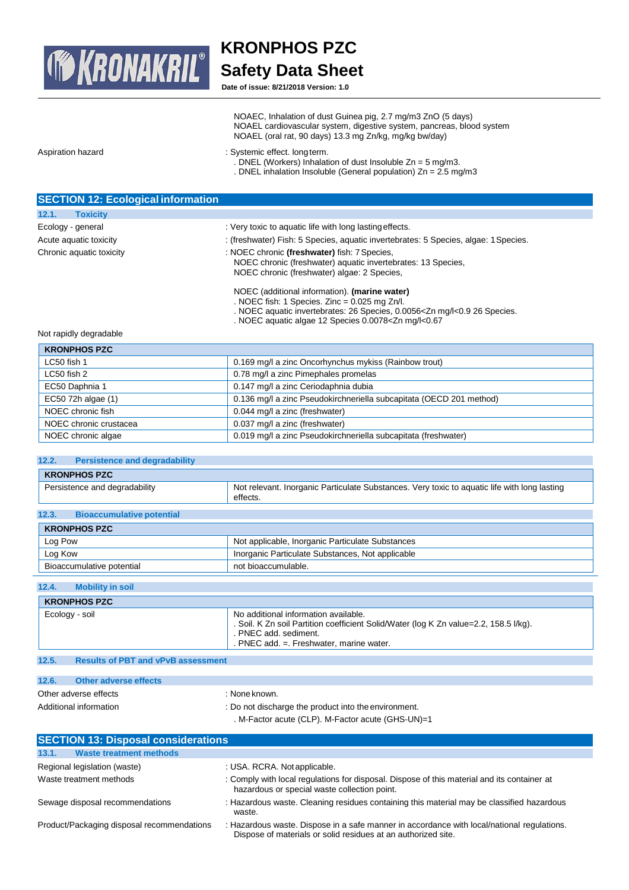NOAEC, Inhalation of dust Guinea pig, 2.7 mg/m3 ZnO (5 days)
NOAEL cardiovascular system, digestive system, pancreas, blood system
NOAEL (oral rat, 90 days) 13.3 mg Zn/kg, mg/kg bw/day)

Aspiration hazard : Systemic effect. long term.
. DNEL (Workers) Inhalation of dust Insoluble Zn = 5 mg/m3.
. DNEL inhalation Insoluble (General population) Zn = 2.5 mg/m3

## SECTION 12: Ecological information

### 12.1. Toxicity

Ecology - general : Very toxic to aquatic life with long lasting effects.

Acute aquatic toxicity : (freshwater) Fish: 5 Species, aquatic invertebrates: 5 Species, algae: 1 Species.

Chronic aquatic toxicity : NOEC chronic **(freshwater)** fish: 7 Species,
NOEC chronic (freshwater) aquatic invertebrates: 13 Species,
NOEC chronic (freshwater) algae: 2 Species,

NOEC (additional information). **(marine water)**
. NOEC fish: 1 Species. Zinc = 0.025 mg Zn/l.
. NOEC aquatic invertebrates: 26 Species, 0.0056<Zn mg/l<0.9 26 Species.
. NOEC aquatic algae 12 Species 0.0078<Zn mg/l<0.67

Not rapidly degradable

| KRONPHOS PZC | |
|---|---|
| LC50 fish 1 | 0.169 mg/l a zinc Oncorhynchus mykiss (Rainbow trout) |
| LC50 fish 2 | 0.78 mg/l a zinc Pimephales promelas |
| EC50 Daphnia 1 | 0.147 mg/l a zinc Ceriodaphnia dubia |
| EC50 72h algae (1) | 0.136 mg/l a zinc Pseudokirchneriella subcapitata (OECD 201 method) |
| NOEC chronic fish | 0.044 mg/l a zinc (freshwater) |
| NOEC chronic crustacea | 0.037 mg/l a zinc (freshwater) |
| NOEC chronic algae | 0.019 mg/l a zinc Pseudokirchneriella subcapitata (freshwater) |

### 12.2. Persistence and degradability

| KRONPHOS PZC | |
|---|---|
| Persistence and degradability | Not relevant. Inorganic Particulate Substances. Very toxic to aquatic life with long lasting effects. |

### 12.3. Bioaccumulative potential

| KRONPHOS PZC | |
|---|---|
| Log Pow | Not applicable, Inorganic Particulate Substances |
| Log Kow | Inorganic Particulate Substances, Not applicable |
| Bioaccumulative potential | not bioaccumulable. |

### 12.4. Mobility in soil

| KRONPHOS PZC | |
|---|---|
| Ecology - soil | No additional information available.<br>. Soil. K Zn soil Partition coefficient Solid/Water (log K Zn value=2.2, 158.5 l/kg).<br>. PNEC add. sediment.<br>. PNEC add. =. Freshwater, marine water. |

### 12.5. Results of PBT and vPvB assessment

### 12.6. Other adverse effects

Other adverse effects : None known.

Additional information : Do not discharge the product into the environment.
. M-Factor acute (CLP). M-Factor acute (GHS-UN)=1

## SECTION 13: Disposal considerations

### 13.1. Waste treatment methods

Regional legislation (waste) : USA. RCRA. Not applicable.

Waste treatment methods : Comply with local regulations for disposal. Dispose of this material and its container at hazardous or special waste collection point.

Sewage disposal recommendations : Hazardous waste. Cleaning residues containing this material may be classified hazardous waste.

Product/Packaging disposal recommendations : Hazardous waste. Dispose in a safe manner in accordance with local/national regulations. Dispose of materials or solid residues at an authorized site.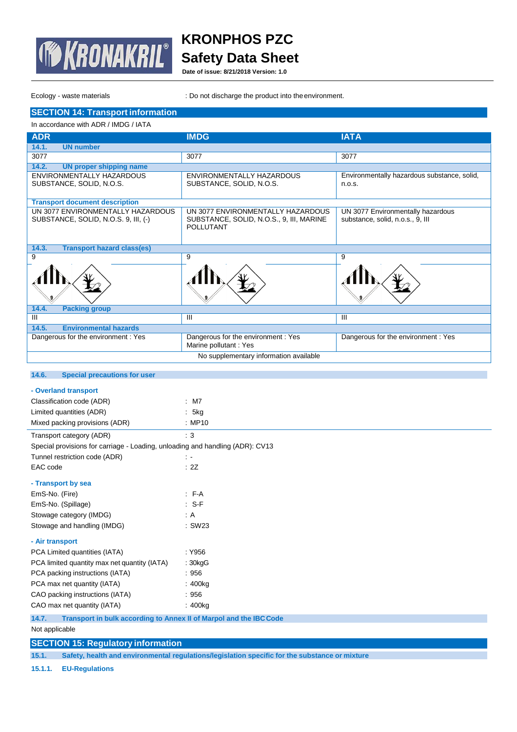Ecology - waste materials : Do not discharge the product into the environment.

## SECTION 14: Transport information

In accordance with ADR / IMDG / IATA

| ADR | IMDG | IATA |
|---|---|---|
| **14.1. UN number** | | |
| 3077 | 3077 | 3077 |
| **14.2. UN proper shipping name** | | |
| ENVIRONMENTALLY HAZARDOUS SUBSTANCE, SOLID, N.O.S. | ENVIRONMENTALLY HAZARDOUS SUBSTANCE, SOLID, N.O.S. | Environmentally hazardous substance, solid, n.o.s. |
| **Transport document description** | | |
| UN 3077 ENVIRONMENTALLY HAZARDOUS SUBSTANCE, SOLID, N.O.S. 9, III, (-) | UN 3077 ENVIRONMENTALLY HAZARDOUS SUBSTANCE, SOLID, N.O.S., 9, III, MARINE POLLUTANT | UN 3077 Environmentally hazardous substance, solid, n.o.s., 9, III |
| **14.3. Transport hazard class(es)** | | |
| 9 | 9 | 9 |
| **14.4. Packing group** | | |
| III | III | III |
| **14.5. Environmental hazards** | | |
| Dangerous for the environment : Yes | Dangerous for the environment : Yes<br>Marine pollutant : Yes | Dangerous for the environment : Yes |

No supplementary information available

### 14.6. Special precautions for user

**- Overland transport**

Classification code (ADR) : M7

Limited quantities (ADR) : 5kg

Mixed packing provisions (ADR) : MP10

Transport category (ADR) : 3

Special provisions for carriage - Loading, unloading and handling (ADR): CV13

Tunnel restriction code (ADR) : -

EAC code : 2Z

**- Transport by sea**

EmS-No. (Fire) : F-A

EmS-No. (Spillage) : S-F

Stowage category (IMDG) : A

Stowage and handling (IMDG) : SW23

**- Air transport**

PCA Limited quantities (IATA) : Y956

PCA limited quantity max net quantity (IATA) : 30kgG

PCA packing instructions (IATA) : 956

PCA max net quantity (IATA) : 400kg

CAO packing instructions (IATA) : 956

CAO max net quantity (IATA) : 400kg

### 14.7. Transport in bulk according to Annex II of Marpol and the IBC Code

Not applicable

## SECTION 15: Regulatory information

### 15.1. Safety, health and environmental regulations/legislation specific for the substance or mixture

#### 15.1.1. EU-Regulations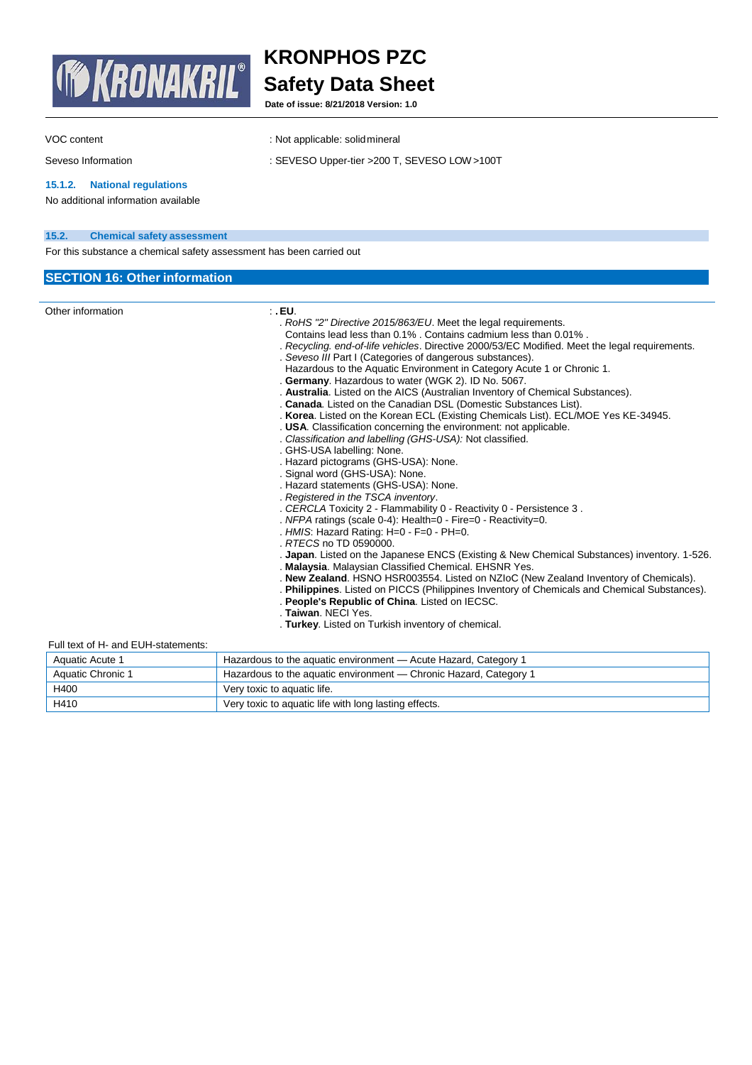| | |
|---|---|
| VOC content | : Not applicable: solid mineral |
| Seveso Information | : SEVESO Upper-tier >200 T, SEVESO LOW >100T |

#### 15.1.2. National regulations

No additional information available

### 15.2. Chemical safety assessment

For this substance a chemical safety assessment has been carried out

## SECTION 16: Other information

Other information : . **EU**.

. *RoHS "2" Directive 2015/863/EU*. Meet the legal requirements.
Contains lead less than 0.1% . Contains cadmium less than 0.01% .
. *Recycling. end-of-life vehicles*. Directive 2000/53/EC Modified. Meet the legal requirements.
. *Seveso III* Part I (Categories of dangerous substances).
Hazardous to the Aquatic Environment in Category Acute 1 or Chronic 1.
. **Germany**. Hazardous to water (WGK 2). ID No. 5067.
. **Australia**. Listed on the AICS (Australian Inventory of Chemical Substances).
. **Canada**. Listed on the Canadian DSL (Domestic Substances List).
. **Korea**. Listed on the Korean ECL (Existing Chemicals List). ECL/MOE Yes KE-34945.
. **USA**. Classification concerning the environment: not applicable.
. *Classification and labelling (GHS-USA):* Not classified.
. GHS-USA labelling: None.
. Hazard pictograms (GHS-USA): None.
. Signal word (GHS-USA): None.
. Hazard statements (GHS-USA): None.
. *Registered in the TSCA inventory*.
. *CERCLA* Toxicity 2 - Flammability 0 - Reactivity 0 - Persistence 3 .
. *NFPA* ratings (scale 0-4): Health=0 - Fire=0 - Reactivity=0.
. *HMIS*: Hazard Rating: H=0 - F=0 - PH=0.
. *RTECS* no TD 0590000.
. **Japan**. Listed on the Japanese ENCS (Existing & New Chemical Substances) inventory. 1-526.
. **Malaysia**. Malaysian Classified Chemical. EHSNR Yes.
. **New Zealand**. HSNO HSR003554. Listed on NZIoC (New Zealand Inventory of Chemicals).
. **Philippines**. Listed on PICCS (Philippines Inventory of Chemicals and Chemical Substances).
. **People's Republic of China**. Listed on IECSC.
. **Taiwan**. NECI Yes.
. **Turkey**. Listed on Turkish inventory of chemical.

Full text of H- and EUH-statements:

| | |
|---|---|
| Aquatic Acute 1 | Hazardous to the aquatic environment — Acute Hazard, Category 1 |
| Aquatic Chronic 1 | Hazardous to the aquatic environment — Chronic Hazard, Category 1 |
| H400 | Very toxic to aquatic life. |
| H410 | Very toxic to aquatic life with long lasting effects. |